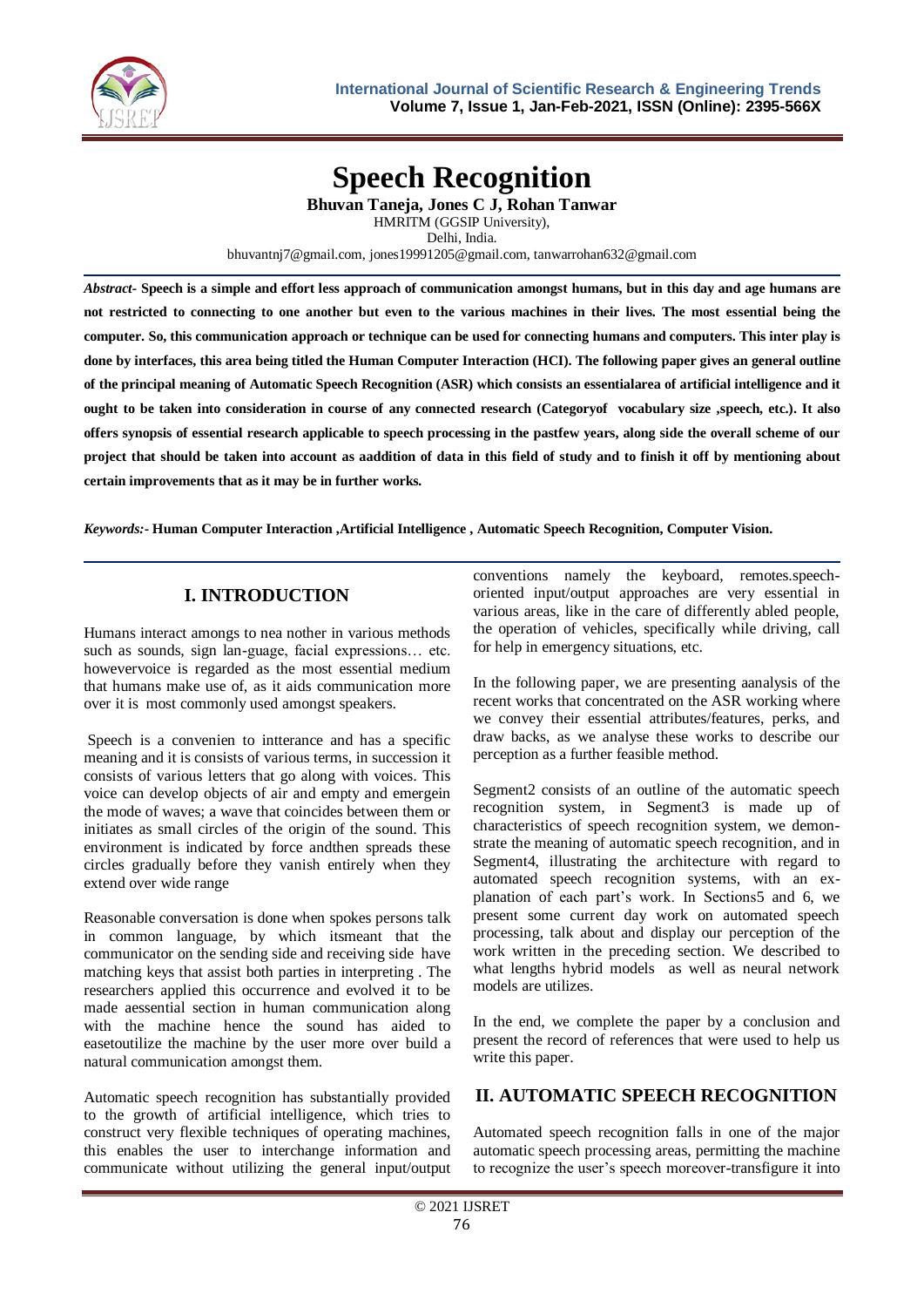# Speech Recognition

**Bhuvan Taneja, Jones C J, Rohan Tanwar**
HMRITM (GGSIP University),
Delhi, India.
bhuvantnj7@gmail.com, jones19991205@gmail.com, tanwarrohan632@gmail.com

***Abstract-*** **Speech is a simple and effort less approach of communication amongst humans, but in this day and age humans are not restricted to connecting to one another but even to the various machines in their lives. The most essential being the computer. So, this communication approach or technique can be used for connecting humans and computers. This inter play is done by interfaces, this area being titled the Human Computer Interaction (HCI). The following paper gives an general outline of the principal meaning of Automatic Speech Recognition (ASR) which consists an essentialarea of artificial intelligence and it ought to be taken into consideration in course of any connected research (Categoryof vocabulary size ,speech, etc.). It also offers synopsis of essential research applicable to speech processing in the pastfew years, along side the overall scheme of our project that should be taken into account as aaddition of data in this field of study and to finish it off by mentioning about certain improvements that as it may be in further works.**

***Keywords:-*** **Human Computer Interaction ,Artificial Intelligence , Automatic Speech Recognition, Computer Vision.**

## I. INTRODUCTION

Humans interact amongs to nea nother in various methods such as sounds, sign lan-guage, facial expressions… etc. howevervoice is regarded as the most essential medium that humans make use of, as it aids communication more over it is most commonly used amongst speakers.

Speech is a convenien to intterance and has a specific meaning and it is consists of various terms, in succession it consists of various letters that go along with voices. This voice can develop objects of air and empty and emergein the mode of waves; a wave that coincides between them or initiates as small circles of the origin of the sound. This environment is indicated by force andthen spreads these circles gradually before they vanish entirely when they extend over wide range

Reasonable conversation is done when spokes persons talk in common language, by which itsmeant that the communicator on the sending side and receiving side have matching keys that assist both parties in interpreting . The researchers applied this occurrence and evolved it to be made aessential section in human communication along with the machine hence the sound has aided to easetoutilize the machine by the user more over build a natural communication amongst them.

Automatic speech recognition has substantially provided to the growth of artificial intelligence, which tries to construct very flexible techniques of operating machines, this enables the user to interchange information and communicate without utilizing the general input/output conventions namely the keyboard, remotes.speech-oriented input/output approaches are very essential in various areas, like in the care of differently abled people, the operation of vehicles, specifically while driving, call for help in emergency situations, etc.

In the following paper, we are presenting aanalysis of the recent works that concentrated on the ASR working where we convey their essential attributes/features, perks, and draw backs, as we analyse these works to describe our perception as a further feasible method.

Segment2 consists of an outline of the automatic speech recognition system, in Segment3 is made up of characteristics of speech recognition system, we demon-strate the meaning of automatic speech recognition, and in Segment4, illustrating the architecture with regard to automated speech recognition systems, with an ex-planation of each part's work. In Sections5 and 6, we present some current day work on automated speech processing, talk about and display our perception of the work written in the preceding section. We described to what lengths hybrid models as well as neural network models are utilizes.

In the end, we complete the paper by a conclusion and present the record of references that were used to help us write this paper.

## II. AUTOMATIC SPEECH RECOGNITION

Automated speech recognition falls in one of the major automatic speech processing areas, permitting the machine to recognize the user's speech moreover-transfigure it into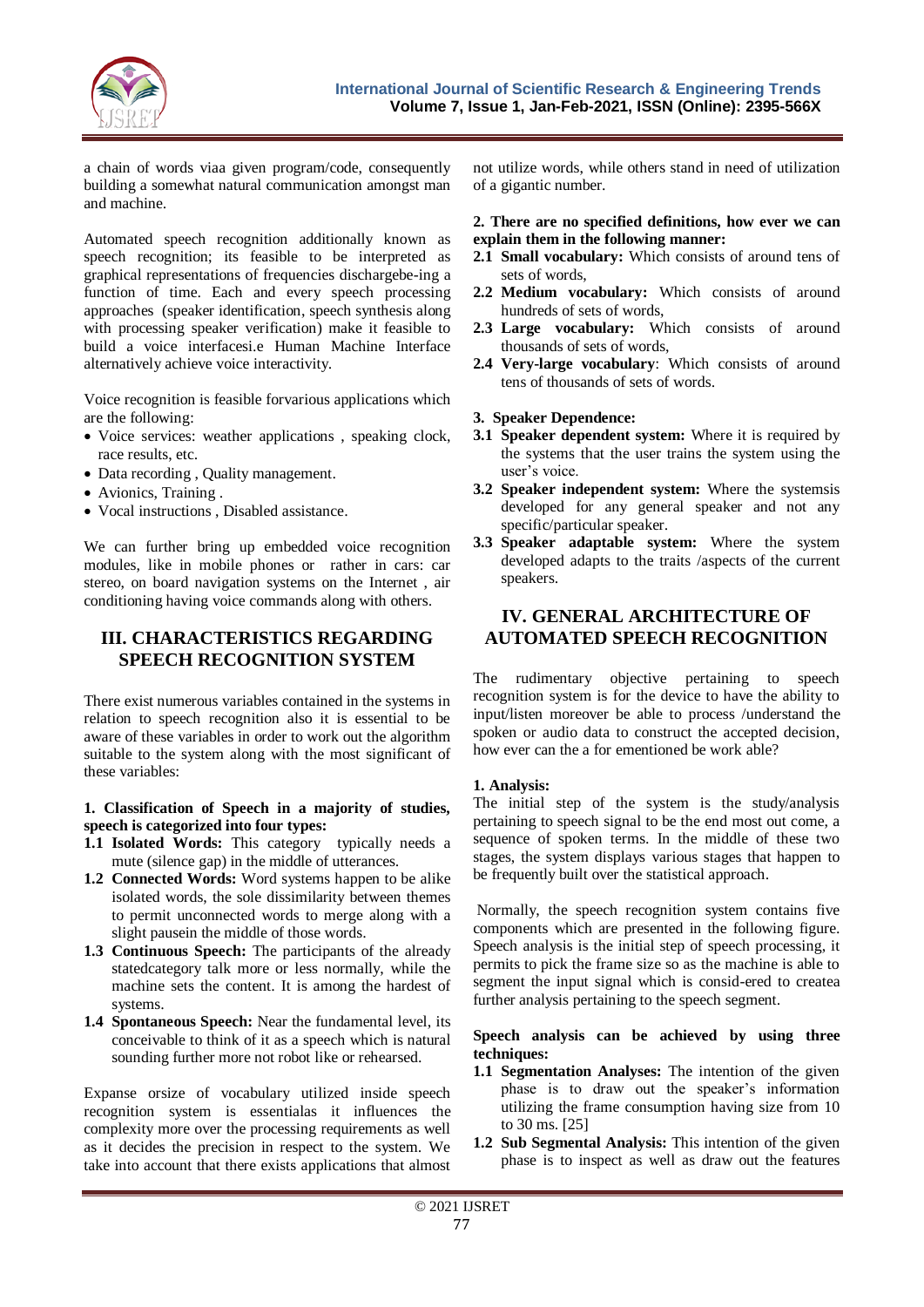a chain of words viaa given program/code, consequently building a somewhat natural communication amongst man and machine.

Automated speech recognition additionally known as speech recognition; its feasible to be interpreted as graphical representations of frequencies dischargebe-ing a function of time. Each and every speech processing approaches (speaker identification, speech synthesis along with processing speaker verification) make it feasible to build a voice interfacesi.e Human Machine Interface alternatively achieve voice interactivity.

Voice recognition is feasible forvarious applications which are the following:

- Voice services: weather applications , speaking clock, race results, etc.
- Data recording , Quality management.
- Avionics, Training .
- Vocal instructions , Disabled assistance.

We can further bring up embedded voice recognition modules, like in mobile phones or rather in cars: car stereo, on board navigation systems on the Internet , air conditioning having voice commands along with others.

## III. CHARACTERISTICS REGARDING SPEECH RECOGNITION SYSTEM

There exist numerous variables contained in the systems in relation to speech recognition also it is essential to be aware of these variables in order to work out the algorithm suitable to the system along with the most significant of these variables:

**1. Classification of Speech in a majority of studies, speech is categorized into four types:**

**1.1 Isolated Words:** This category typically needs a mute (silence gap) in the middle of utterances.

**1.2 Connected Words:** Word systems happen to be alike isolated words, the sole dissimilarity between themes to permit unconnected words to merge along with a slight pausein the middle of those words.

**1.3 Continuous Speech:** The participants of the already statedcategory talk more or less normally, while the machine sets the content. It is among the hardest of systems.

**1.4 Spontaneous Speech:** Near the fundamental level, its conceivable to think of it as a speech which is natural sounding further more not robot like or rehearsed.

Expanse orsize of vocabulary utilized inside speech recognition system is essentialas it influences the complexity more over the processing requirements as well as it decides the precision in respect to the system. We take into account that there exists applications that almost not utilize words, while others stand in need of utilization of a gigantic number.

**2. There are no specified definitions, how ever we can explain them in the following manner:**

**2.1 Small vocabulary:** Which consists of around tens of sets of words,

**2.2 Medium vocabulary:** Which consists of around hundreds of sets of words,

**2.3 Large vocabulary:** Which consists of around thousands of sets of words,

**2.4 Very-large vocabulary**: Which consists of around tens of thousands of sets of words.

**3. Speaker Dependence:**

**3.1 Speaker dependent system:** Where it is required by the systems that the user trains the system using the user's voice.

**3.2 Speaker independent system:** Where the systemsis developed for any general speaker and not any specific/particular speaker.

**3.3 Speaker adaptable system:** Where the system developed adapts to the traits /aspects of the current speakers.

## IV. GENERAL ARCHITECTURE OF AUTOMATED SPEECH RECOGNITION

The rudimentary objective pertaining to speech recognition system is for the device to have the ability to input/listen moreover be able to process /understand the spoken or audio data to construct the accepted decision, how ever can the a for ementioned be work able?

**1. Analysis:**

The initial step of the system is the study/analysis pertaining to speech signal to be the end most out come, a sequence of spoken terms. In the middle of these two stages, the system displays various stages that happen to be frequently built over the statistical approach.

Normally, the speech recognition system contains five components which are presented in the following figure. Speech analysis is the initial step of speech processing, it permits to pick the frame size so as the machine is able to segment the input signal which is consid-ered to createa further analysis pertaining to the speech segment.

**Speech analysis can be achieved by using three techniques:**

**1.1 Segmentation Analyses:** The intention of the given phase is to draw out the speaker's information utilizing the frame consumption having size from 10 to 30 ms. [25]

**1.2 Sub Segmental Analysis:** This intention of the given phase is to inspect as well as draw out the features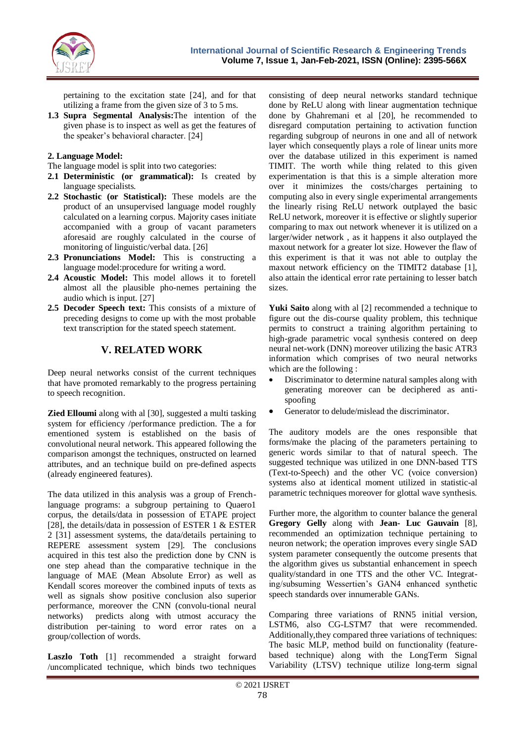pertaining to the excitation state [24], and for that utilizing a frame from the given size of 3 to 5 ms.

**1.3 Supra Segmental Analysis:**The intention of the given phase is to inspect as well as get the features of the speaker's behavioral character. [24]

**2. Language Model:**

The language model is split into two categories:

**2.1 Deterministic (or grammatical):** Is created by language specialists.

**2.2 Stochastic (or Statistical):** These models are the product of an unsupervised language model roughly calculated on a learning corpus. Majority cases initiate accompanied with a group of vacant parameters aforesaid are roughly calculated in the course of monitoring of linguistic/verbal data. [26]

**2.3 Pronunciations Model:** This is constructing a language model:procedure for writing a word.

**2.4 Acoustic Model:** This model allows it to foretell almost all the plausible pho-nemes pertaining the audio which is input. [27]

**2.5 Decoder Speech text:** This consists of a mixture of preceding designs to come up with the most probable text transcription for the stated speech statement.

## V. RELATED WORK

Deep neural networks consist of the current techniques that have promoted remarkably to the progress pertaining to speech recognition.

**Zied Elloumi** along with al [30], suggested a multi tasking system for efficiency /performance prediction. The a for ementioned system is established on the basis of convolutional neural network. This appeared following the comparison amongst the techniques, onstructed on learned attributes, and an technique build on pre-defined aspects (already engineered features).

The data utilized in this analysis was a group of French-language programs: a subgroup pertaining to Quaero1 corpus, the details/data in possession of ETAPE project [28], the details/data in possession of ESTER 1 & ESTER 2 [31] assessment systems, the data/details pertaining to REPERE assessment system [29]. The conclusions acquired in this test also the prediction done by CNN is one step ahead than the comparative technique in the language of MAE (Mean Absolute Error) as well as Kendall scores moreover the combined inputs of texts as well as signals show positive conclusion also superior performance, moreover the CNN (convolu-tional neural networks) predicts along with utmost accuracy the distribution per-taining to word error rates on a group/collection of words.

**Laszlo Toth** [1] recommended a straight forward /uncomplicated technique, which binds two techniques consisting of deep neural networks standard technique done by ReLU along with linear augmentation technique done by Ghahremani et al [20], he recommended to disregard computation pertaining to activation function regarding subgroup of neurons in one and all of network layer which consequently plays a role of linear units more over the database utilized in this experiment is named TIMIT. The worth while thing related to this given experimentation is that this is a simple alteration more over it minimizes the costs/charges pertaining to computing also in every single experimental arrangements the linearly rising ReLU network outplayed the basic ReLU network, moreover it is effective or slightly superior comparing to max out network whenever it is utilized on a larger/wider network , as it happens it also outplayed the maxout network for a greater lot size. However the flaw of this experiment is that it was not able to outplay the maxout network efficiency on the TIMIT2 database [1], also attain the identical error rate pertaining to lesser batch sizes.

**Yuki Saito** along with al [2] recommended a technique to figure out the dis-course quality problem, this technique permits to construct a training algorithm pertaining to high-grade parametric vocal synthesis contered on deep neural net-work (DNN) moreover utilizing the basic ATR3 information which comprises of two neural networks which are the following :

- Discriminator to determine natural samples along with generating moreover can be deciphered as anti-spoofing
- Generator to delude/mislead the discriminator.

The auditory models are the ones responsible that forms/make the placing of the parameters pertaining to generic words similar to that of natural speech. The suggested technique was utilized in one DNN-based TTS (Text-to-Speech) and the other VC (voice conversion) systems also at identical moment utilized in statistic-al parametric techniques moreover for glottal wave synthesis.

Further more, the algorithm to counter balance the general **Gregory Gelly** along with **Jean- Luc Gauvain** [8], recommended an optimization technique pertaining to neuron network; the operation improves every single SAD system parameter consequently the outcome presents that the algorithm gives us substantial enhancement in speech quality/standard in one TTS and the other VC. Integrat-ing/subsuming Wessertien's GAN4 enhanced synthetic speech standards over innumerable GANs.

Comparing three variations of RNN5 initial version, LSTM6, also CG-LSTM7 that were recommended. Additionally,they compared three variations of techniques: The basic MLP, method build on functionality (feature-based technique) along with the LongTerm Signal Variability (LTSV) technique utilize long-term signal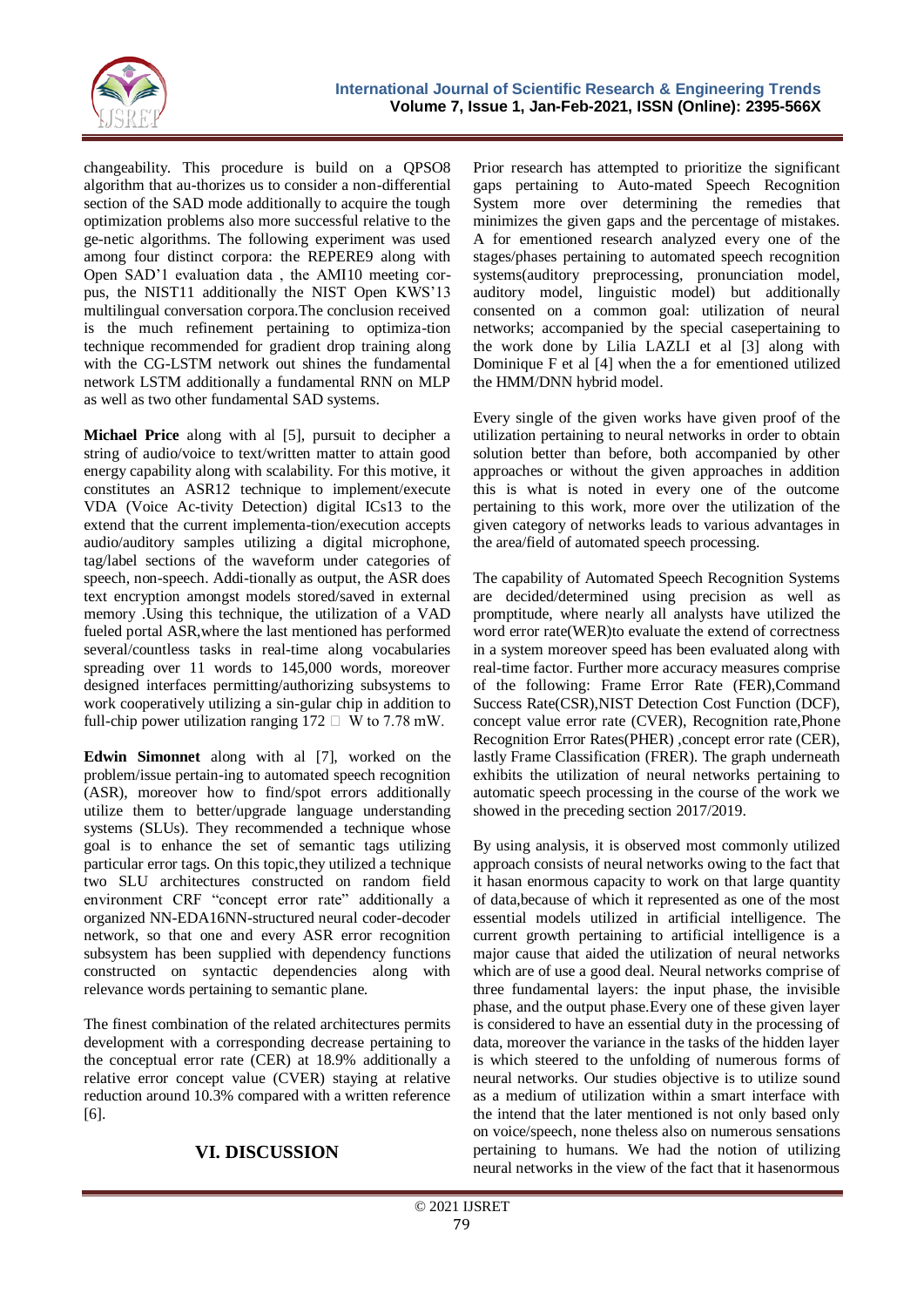changeability. This procedure is build on a QPSO8 algorithm that au-thorizes us to consider a non-differential section of the SAD mode additionally to acquire the tough optimization problems also more successful relative to the ge-netic algorithms. The following experiment was used among four distinct corpora: the REPERE9 along with Open SAD'1 evaluation data , the AMI10 meeting cor-pus, the NIST11 additionally the NIST Open KWS'13 multilingual conversation corpora.The conclusion received is the much refinement pertaining to optimiza-tion technique recommended for gradient drop training along with the CG-LSTM network out shines the fundamental network LSTM additionally a fundamental RNN on MLP as well as two other fundamental SAD systems.

**Michael Price** along with al [5], pursuit to decipher a string of audio/voice to text/written matter to attain good energy capability along with scalability. For this motive, it constitutes an ASR12 technique to implement/execute VDA (Voice Ac-tivity Detection) digital ICs13 to the extend that the current implementa-tion/execution accepts audio/auditory samples utilizing a digital microphone, tag/label sections of the waveform under categories of speech, non-speech. Addi-tionally as output, the ASR does text encryption amongst models stored/saved in external memory .Using this technique, the utilization of a VAD fueled portal ASR,where the last mentioned has performed several/countless tasks in real-time along vocabularies spreading over 11 words to 145,000 words, moreover designed interfaces permitting/authorizing subsystems to work cooperatively utilizing a sin-gular chip in addition to full-chip power utilization ranging 172 □ W to 7.78 mW.

**Edwin Simonnet** along with al [7], worked on the problem/issue pertain-ing to automated speech recognition (ASR), moreover how to find/spot errors additionally utilize them to better/upgrade language understanding systems (SLUs). They recommended a technique whose goal is to enhance the set of semantic tags utilizing particular error tags. On this topic,they utilized a technique two SLU architectures constructed on random field environment CRF "concept error rate" additionally a organized NN-EDA16NN-structured neural coder-decoder network, so that one and every ASR error recognition subsystem has been supplied with dependency functions constructed on syntactic dependencies along with relevance words pertaining to semantic plane.

The finest combination of the related architectures permits development with a corresponding decrease pertaining to the conceptual error rate (CER) at 18.9% additionally a relative error concept value (CVER) staying at relative reduction around 10.3% compared with a written reference [6].

## VI. DISCUSSION

Prior research has attempted to prioritize the significant gaps pertaining to Auto-mated Speech Recognition System more over determining the remedies that minimizes the given gaps and the percentage of mistakes. A for ementioned research analyzed every one of the stages/phases pertaining to automated speech recognition systems(auditory preprocessing, pronunciation model, auditory model, linguistic model) but additionally consented on a common goal: utilization of neural networks; accompanied by the special casepertaining to the work done by Lilia LAZLI et al [3] along with Dominique F et al [4] when the a for ementioned utilized the HMM/DNN hybrid model.

Every single of the given works have given proof of the utilization pertaining to neural networks in order to obtain solution better than before, both accompanied by other approaches or without the given approaches in addition this is what is noted in every one of the outcome pertaining to this work, more over the utilization of the given category of networks leads to various advantages in the area/field of automated speech processing.

The capability of Automated Speech Recognition Systems are decided/determined using precision as well as promptitude, where nearly all analysts have utilized the word error rate(WER)to evaluate the extend of correctness in a system moreover speed has been evaluated along with real-time factor. Further more accuracy measures comprise of the following: Frame Error Rate (FER),Command Success Rate(CSR),NIST Detection Cost Function (DCF), concept value error rate (CVER), Recognition rate,Phone Recognition Error Rates(PHER) ,concept error rate (CER), lastly Frame Classification (FRER). The graph underneath exhibits the utilization of neural networks pertaining to automatic speech processing in the course of the work we showed in the preceding section 2017/2019.

By using analysis, it is observed most commonly utilized approach consists of neural networks owing to the fact that it hasan enormous capacity to work on that large quantity of data,because of which it represented as one of the most essential models utilized in artificial intelligence. The current growth pertaining to artificial intelligence is a major cause that aided the utilization of neural networks which are of use a good deal. Neural networks comprise of three fundamental layers: the input phase, the invisible phase, and the output phase.Every one of these given layer is considered to have an essential duty in the processing of data, moreover the variance in the tasks of the hidden layer is which steered to the unfolding of numerous forms of neural networks. Our studies objective is to utilize sound as a medium of utilization within a smart interface with the intend that the later mentioned is not only based only on voice/speech, none theless also on numerous sensations pertaining to humans. We had the notion of utilizing neural networks in the view of the fact that it hasenormous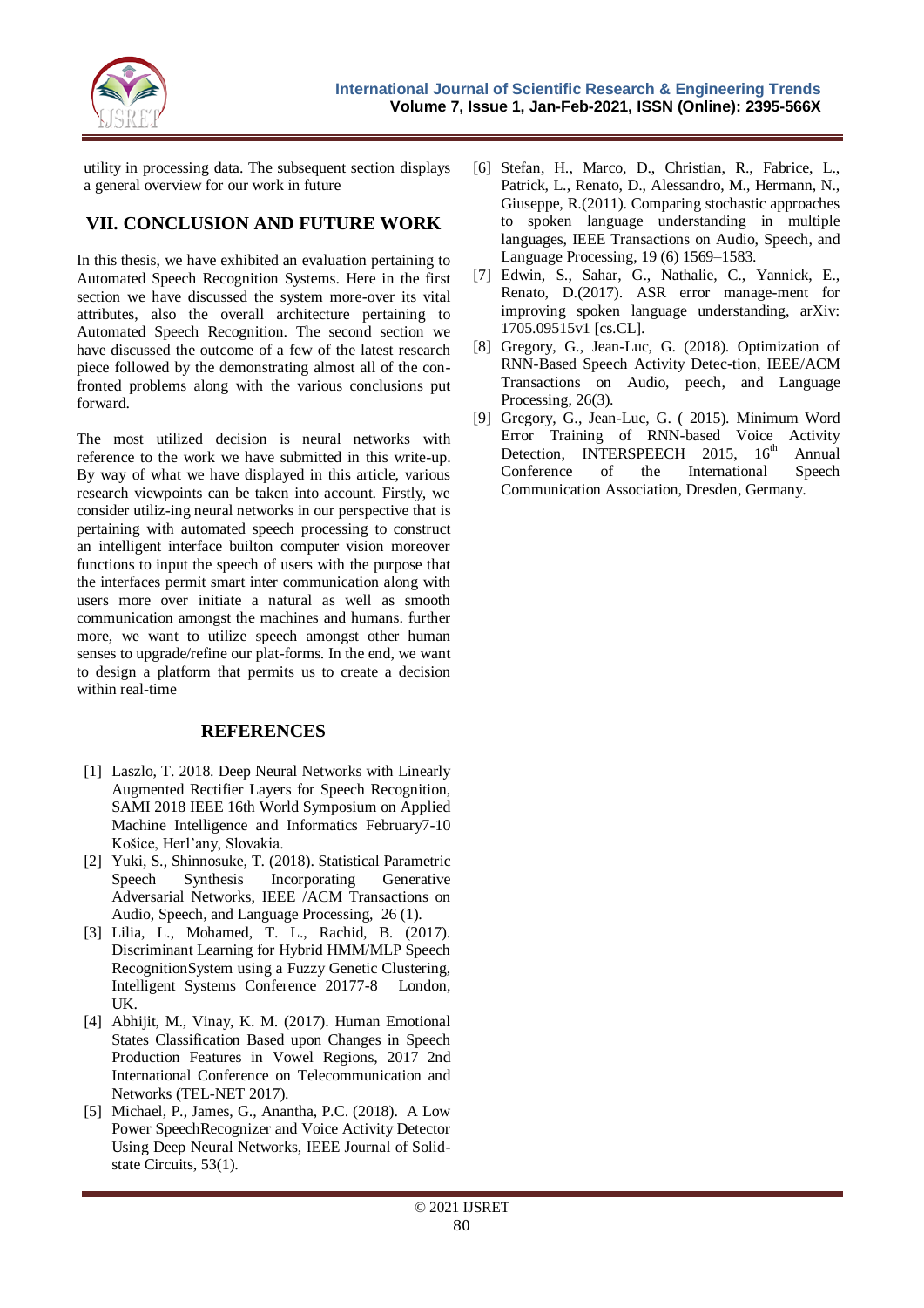utility in processing data. The subsequent section displays a general overview for our work in future

## VII. CONCLUSION AND FUTURE WORK

In this thesis, we have exhibited an evaluation pertaining to Automated Speech Recognition Systems. Here in the first section we have discussed the system more-over its vital attributes, also the overall architecture pertaining to Automated Speech Recognition. The second section we have discussed the outcome of a few of the latest research piece followed by the demonstrating almost all of the con-fronted problems along with the various conclusions put forward.

The most utilized decision is neural networks with reference to the work we have submitted in this write-up. By way of what we have displayed in this article, various research viewpoints can be taken into account. Firstly, we consider utiliz-ing neural networks in our perspective that is pertaining with automated speech processing to construct an intelligent interface builton computer vision moreover functions to input the speech of users with the purpose that the interfaces permit smart inter communication along with users more over initiate a natural as well as smooth communication amongst the machines and humans. further more, we want to utilize speech amongst other human senses to upgrade/refine our plat-forms. In the end, we want to design a platform that permits us to create a decision within real-time

## REFERENCES

[1] Laszlo, T. 2018. Deep Neural Networks with Linearly Augmented Rectifier Layers for Speech Recognition, SAMI 2018 IEEE 16th World Symposium on Applied Machine Intelligence and Informatics February7-10 Košice, Herl'any, Slovakia.

[2] Yuki, S., Shinnosuke, T. (2018). Statistical Parametric Speech Synthesis Incorporating Generative Adversarial Networks, IEEE /ACM Transactions on Audio, Speech, and Language Processing, 26 (1).

[3] Lilia, L., Mohamed, T. L., Rachid, B. (2017). Discriminant Learning for Hybrid HMM/MLP Speech RecognitionSystem using a Fuzzy Genetic Clustering, Intelligent Systems Conference 20177-8 | London, UK.

[4] Abhijit, M., Vinay, K. M. (2017). Human Emotional States Classification Based upon Changes in Speech Production Features in Vowel Regions, 2017 2nd International Conference on Telecommunication and Networks (TEL-NET 2017).

[5] Michael, P., James, G., Anantha, P.C. (2018). A Low Power SpeechRecognizer and Voice Activity Detector Using Deep Neural Networks, IEEE Journal of Solid-state Circuits, 53(1).

[6] Stefan, H., Marco, D., Christian, R., Fabrice, L., Patrick, L., Renato, D., Alessandro, M., Hermann, N., Giuseppe, R.(2011). Comparing stochastic approaches to spoken language understanding in multiple languages, IEEE Transactions on Audio, Speech, and Language Processing, 19 (6) 1569–1583.

[7] Edwin, S., Sahar, G., Nathalie, C., Yannick, E., Renato, D.(2017). ASR error manage-ment for improving spoken language understanding, arXiv: 1705.09515v1 [cs.CL].

[8] Gregory, G., Jean-Luc, G. (2018). Optimization of RNN-Based Speech Activity Detec-tion, IEEE/ACM Transactions on Audio, peech, and Language Processing, 26(3).

[9] Gregory, G., Jean-Luc, G. ( 2015). Minimum Word Error Training of RNN-based Voice Activity Detection, INTERSPEECH 2015, 16th Annual Conference of the International Speech Communication Association, Dresden, Germany.